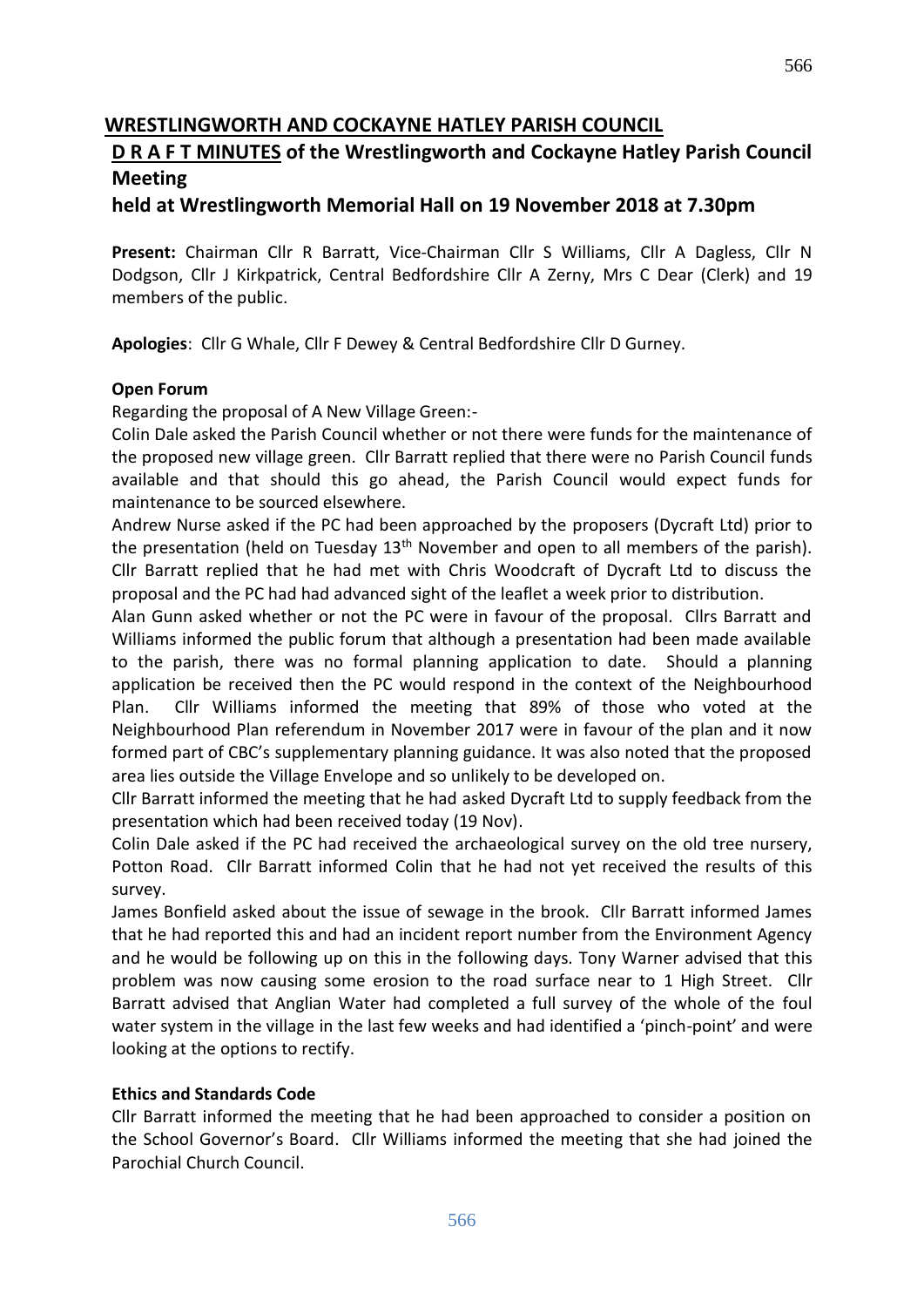# WRESTLINGWORTH AND COCKAYNE HATLEY PARISH COUNCIL

## D R A F T MINUTES of the Wrestlingworth and Cockayne Hatley Parish Council Meeting

## held at Wrestlingworth Memorial Hall on 19 November 2018 at 7.30pm

**Present:** Chairman Cllr R Barratt, Vice-Chairman Cllr S Williams, Cllr A Dagless, Cllr N Dodgson, Cllr J Kirkpatrick, Central Bedfordshire Cllr A Zerny, Mrs C Dear (Clerk) and 19 members of the public.

**Apologies**: Cllr G Whale, Cllr F Dewey & Central Bedfordshire Cllr D Gurney.

**Open Forum**

Regarding the proposal of A New Village Green:-

Colin Dale asked the Parish Council whether or not there were funds for the maintenance of the proposed new village green. Cllr Barratt replied that there were no Parish Council funds available and that should this go ahead, the Parish Council would expect funds for maintenance to be sourced elsewhere.

Andrew Nurse asked if the PC had been approached by the proposers (Dycraft Ltd) prior to the presentation (held on Tuesday 13th November and open to all members of the parish). Cllr Barratt replied that he had met with Chris Woodcraft of Dycraft Ltd to discuss the proposal and the PC had had advanced sight of the leaflet a week prior to distribution.

Alan Gunn asked whether or not the PC were in favour of the proposal. Cllrs Barratt and Williams informed the public forum that although a presentation had been made available to the parish, there was no formal planning application to date. Should a planning application be received then the PC would respond in the context of the Neighbourhood Plan. Cllr Williams informed the meeting that 89% of those who voted at the Neighbourhood Plan referendum in November 2017 were in favour of the plan and it now formed part of CBC's supplementary planning guidance. It was also noted that the proposed area lies outside the Village Envelope and so unlikely to be developed on.

Cllr Barratt informed the meeting that he had asked Dycraft Ltd to supply feedback from the presentation which had been received today (19 Nov).

Colin Dale asked if the PC had received the archaeological survey on the old tree nursery, Potton Road. Cllr Barratt informed Colin that he had not yet received the results of this survey.

James Bonfield asked about the issue of sewage in the brook. Cllr Barratt informed James that he had reported this and had an incident report number from the Environment Agency and he would be following up on this in the following days. Tony Warner advised that this problem was now causing some erosion to the road surface near to 1 High Street. Cllr Barratt advised that Anglian Water had completed a full survey of the whole of the foul water system in the village in the last few weeks and had identified a 'pinch-point' and were looking at the options to rectify.

**Ethics and Standards Code**

Cllr Barratt informed the meeting that he had been approached to consider a position on the School Governor's Board. Cllr Williams informed the meeting that she had joined the Parochial Church Council.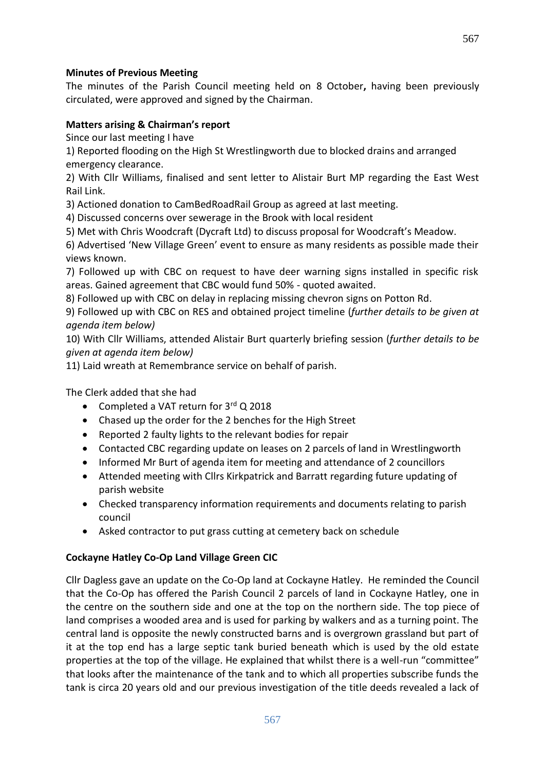**Minutes of Previous Meeting**

The minutes of the Parish Council meeting held on 8 October**,** having been previously circulated, were approved and signed by the Chairman.

**Matters arising & Chairman's report**

Since our last meeting I have

1) Reported flooding on the High St Wrestlingworth due to blocked drains and arranged emergency clearance.

2) With Cllr Williams, finalised and sent letter to Alistair Burt MP regarding the East West Rail Link.

3) Actioned donation to CamBedRoadRail Group as agreed at last meeting.

4) Discussed concerns over sewerage in the Brook with local resident

5) Met with Chris Woodcraft (Dycraft Ltd) to discuss proposal for Woodcraft's Meadow.

6) Advertised 'New Village Green' event to ensure as many residents as possible made their views known.

7) Followed up with CBC on request to have deer warning signs installed in specific risk areas. Gained agreement that CBC would fund 50% - quoted awaited.

8) Followed up with CBC on delay in replacing missing chevron signs on Potton Rd.

9) Followed up with CBC on RES and obtained project timeline (*further details to be given at agenda item below)*

10) With Cllr Williams, attended Alistair Burt quarterly briefing session (*further details to be given at agenda item below)*

11) Laid wreath at Remembrance service on behalf of parish.

The Clerk added that she had

- Completed a VAT return for 3rd Q 2018
- Chased up the order for the 2 benches for the High Street
- Reported 2 faulty lights to the relevant bodies for repair
- Contacted CBC regarding update on leases on 2 parcels of land in Wrestlingworth
- Informed Mr Burt of agenda item for meeting and attendance of 2 councillors
- Attended meeting with Cllrs Kirkpatrick and Barratt regarding future updating of parish website
- Checked transparency information requirements and documents relating to parish council
- Asked contractor to put grass cutting at cemetery back on schedule

**Cockayne Hatley Co-Op Land Village Green CIC**

Cllr Dagless gave an update on the Co-Op land at Cockayne Hatley. He reminded the Council that the Co-Op has offered the Parish Council 2 parcels of land in Cockayne Hatley, one in the centre on the southern side and one at the top on the northern side. The top piece of land comprises a wooded area and is used for parking by walkers and as a turning point. The central land is opposite the newly constructed barns and is overgrown grassland but part of it at the top end has a large septic tank buried beneath which is used by the old estate properties at the top of the village. He explained that whilst there is a well-run "committee" that looks after the maintenance of the tank and to which all properties subscribe funds the tank is circa 20 years old and our previous investigation of the title deeds revealed a lack of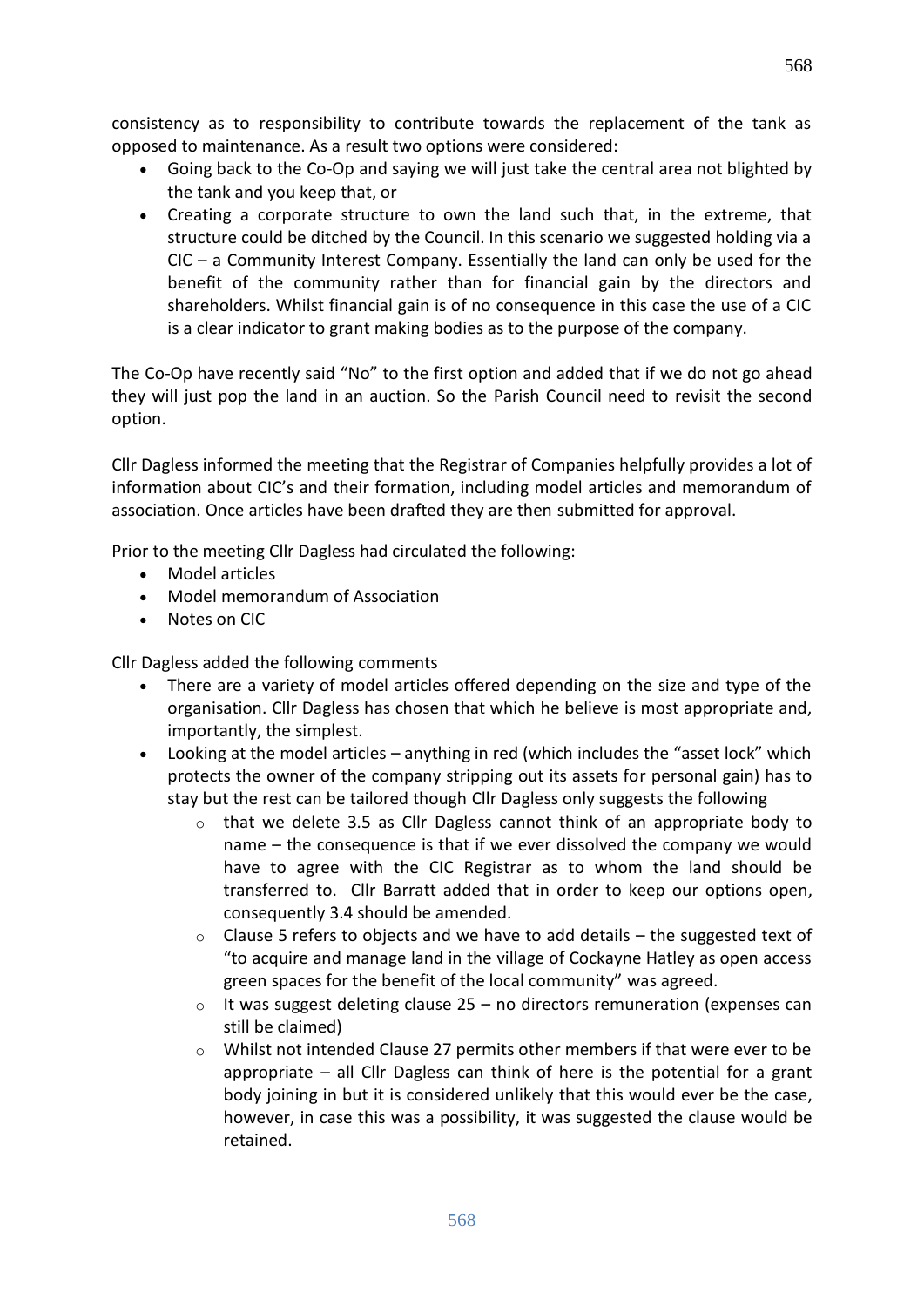consistency as to responsibility to contribute towards the replacement of the tank as opposed to maintenance. As a result two options were considered:

- Going back to the Co-Op and saying we will just take the central area not blighted by the tank and you keep that, or
- Creating a corporate structure to own the land such that, in the extreme, that structure could be ditched by the Council. In this scenario we suggested holding via a CIC – a Community Interest Company. Essentially the land can only be used for the benefit of the community rather than for financial gain by the directors and shareholders. Whilst financial gain is of no consequence in this case the use of a CIC is a clear indicator to grant making bodies as to the purpose of the company.

The Co-Op have recently said "No" to the first option and added that if we do not go ahead they will just pop the land in an auction. So the Parish Council need to revisit the second option.

Cllr Dagless informed the meeting that the Registrar of Companies helpfully provides a lot of information about CIC's and their formation, including model articles and memorandum of association. Once articles have been drafted they are then submitted for approval.

Prior to the meeting Cllr Dagless had circulated the following:

- Model articles
- Model memorandum of Association
- Notes on CIC

Cllr Dagless added the following comments

- There are a variety of model articles offered depending on the size and type of the organisation. Cllr Dagless has chosen that which he believe is most appropriate and, importantly, the simplest.
- Looking at the model articles – anything in red (which includes the "asset lock" which protects the owner of the company stripping out its assets for personal gain) has to stay but the rest can be tailored though Cllr Dagless only suggests the following
  - that we delete 3.5 as Cllr Dagless cannot think of an appropriate body to name – the consequence is that if we ever dissolved the company we would have to agree with the CIC Registrar as to whom the land should be transferred to. Cllr Barratt added that in order to keep our options open, consequently 3.4 should be amended.
  - Clause 5 refers to objects and we have to add details – the suggested text of "to acquire and manage land in the village of Cockayne Hatley as open access green spaces for the benefit of the local community" was agreed.
  - It was suggest deleting clause 25 – no directors remuneration (expenses can still be claimed)
  - Whilst not intended Clause 27 permits other members if that were ever to be appropriate – all Cllr Dagless can think of here is the potential for a grant body joining in but it is considered unlikely that this would ever be the case, however, in case this was a possibility, it was suggested the clause would be retained.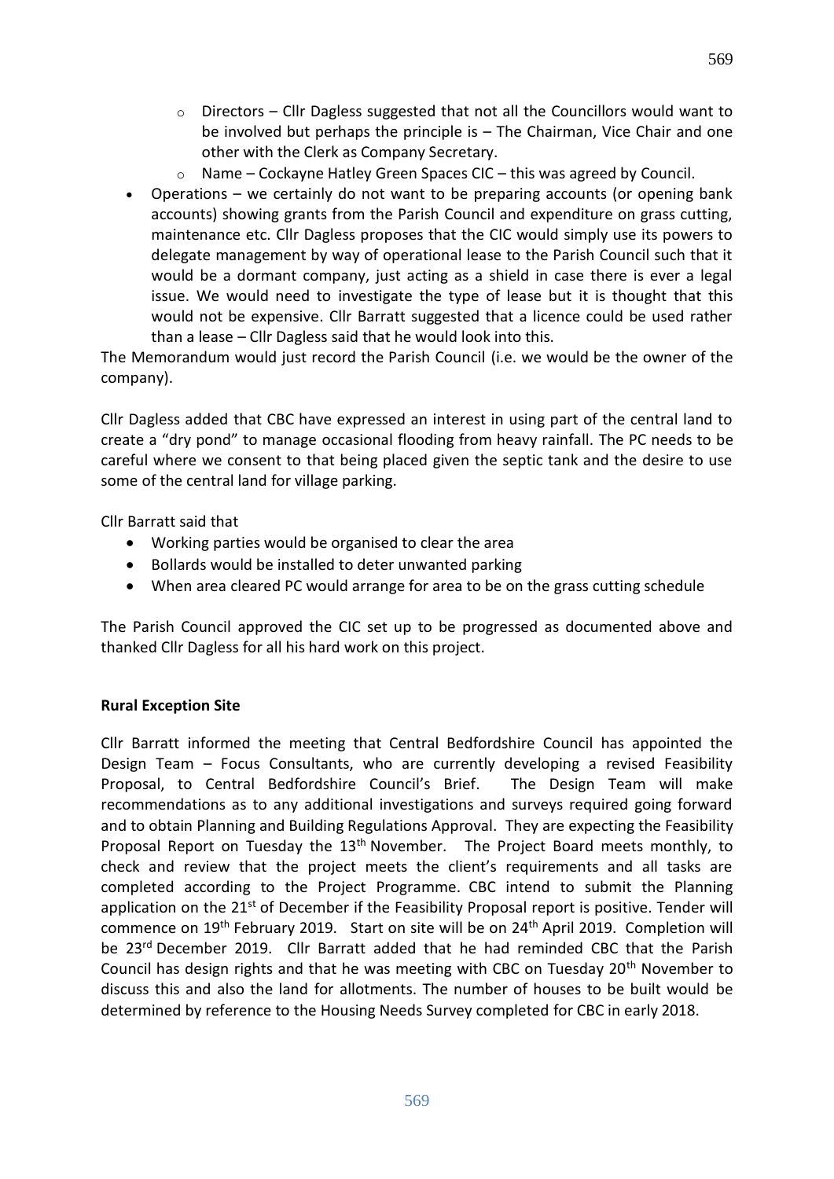- Directors – Cllr Dagless suggested that not all the Councillors would want to be involved but perhaps the principle is – The Chairman, Vice Chair and one other with the Clerk as Company Secretary.
  - Name – Cockayne Hatley Green Spaces CIC – this was agreed by Council.
- Operations – we certainly do not want to be preparing accounts (or opening bank accounts) showing grants from the Parish Council and expenditure on grass cutting, maintenance etc. Cllr Dagless proposes that the CIC would simply use its powers to delegate management by way of operational lease to the Parish Council such that it would be a dormant company, just acting as a shield in case there is ever a legal issue. We would need to investigate the type of lease but it is thought that this would not be expensive. Cllr Barratt suggested that a licence could be used rather than a lease – Cllr Dagless said that he would look into this.

The Memorandum would just record the Parish Council (i.e. we would be the owner of the company).

Cllr Dagless added that CBC have expressed an interest in using part of the central land to create a "dry pond" to manage occasional flooding from heavy rainfall. The PC needs to be careful where we consent to that being placed given the septic tank and the desire to use some of the central land for village parking.

Cllr Barratt said that

- Working parties would be organised to clear the area
- Bollards would be installed to deter unwanted parking
- When area cleared PC would arrange for area to be on the grass cutting schedule

The Parish Council approved the CIC set up to be progressed as documented above and thanked Cllr Dagless for all his hard work on this project.

**Rural Exception Site**

Cllr Barratt informed the meeting that Central Bedfordshire Council has appointed the Design Team – Focus Consultants, who are currently developing a revised Feasibility Proposal, to Central Bedfordshire Council's Brief. The Design Team will make recommendations as to any additional investigations and surveys required going forward and to obtain Planning and Building Regulations Approval. They are expecting the Feasibility Proposal Report on Tuesday the 13th November. The Project Board meets monthly, to check and review that the project meets the client's requirements and all tasks are completed according to the Project Programme. CBC intend to submit the Planning application on the 21st of December if the Feasibility Proposal report is positive. Tender will commence on 19th February 2019. Start on site will be on 24th April 2019. Completion will be 23rd December 2019. Cllr Barratt added that he had reminded CBC that the Parish Council has design rights and that he was meeting with CBC on Tuesday 20th November to discuss this and also the land for allotments. The number of houses to be built would be determined by reference to the Housing Needs Survey completed for CBC in early 2018.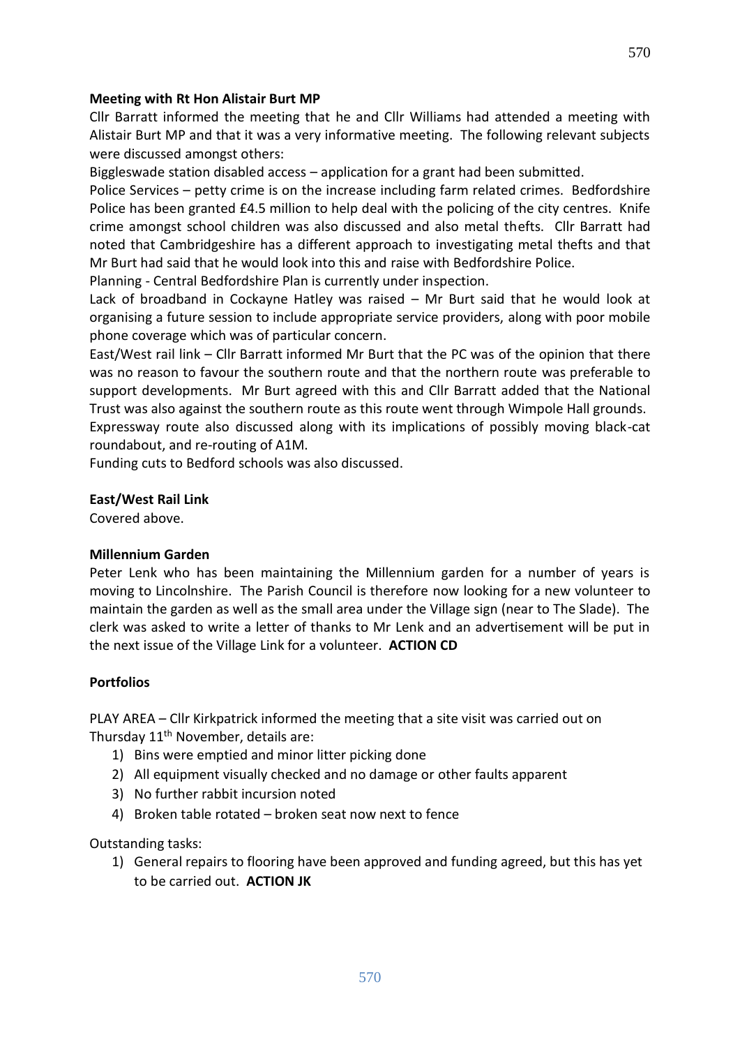**Meeting with Rt Hon Alistair Burt MP**

Cllr Barratt informed the meeting that he and Cllr Williams had attended a meeting with Alistair Burt MP and that it was a very informative meeting. The following relevant subjects were discussed amongst others:

Biggleswade station disabled access – application for a grant had been submitted.

Police Services – petty crime is on the increase including farm related crimes. Bedfordshire Police has been granted £4.5 million to help deal with the policing of the city centres. Knife crime amongst school children was also discussed and also metal thefts. Cllr Barratt had noted that Cambridgeshire has a different approach to investigating metal thefts and that Mr Burt had said that he would look into this and raise with Bedfordshire Police.

Planning - Central Bedfordshire Plan is currently under inspection.

Lack of broadband in Cockayne Hatley was raised – Mr Burt said that he would look at organising a future session to include appropriate service providers, along with poor mobile phone coverage which was of particular concern.

East/West rail link – Cllr Barratt informed Mr Burt that the PC was of the opinion that there was no reason to favour the southern route and that the northern route was preferable to support developments. Mr Burt agreed with this and Cllr Barratt added that the National Trust was also against the southern route as this route went through Wimpole Hall grounds.

Expressway route also discussed along with its implications of possibly moving black-cat roundabout, and re-routing of A1M.

Funding cuts to Bedford schools was also discussed.

**East/West Rail Link**

Covered above.

**Millennium Garden**

Peter Lenk who has been maintaining the Millennium garden for a number of years is moving to Lincolnshire. The Parish Council is therefore now looking for a new volunteer to maintain the garden as well as the small area under the Village sign (near to The Slade). The clerk was asked to write a letter of thanks to Mr Lenk and an advertisement will be put in the next issue of the Village Link for a volunteer. **ACTION CD**

**Portfolios**

PLAY AREA – Cllr Kirkpatrick informed the meeting that a site visit was carried out on Thursday 11th November, details are:

1) Bins were emptied and minor litter picking done
2) All equipment visually checked and no damage or other faults apparent
3) No further rabbit incursion noted
4) Broken table rotated – broken seat now next to fence

Outstanding tasks:

1) General repairs to flooring have been approved and funding agreed, but this has yet to be carried out. **ACTION JK**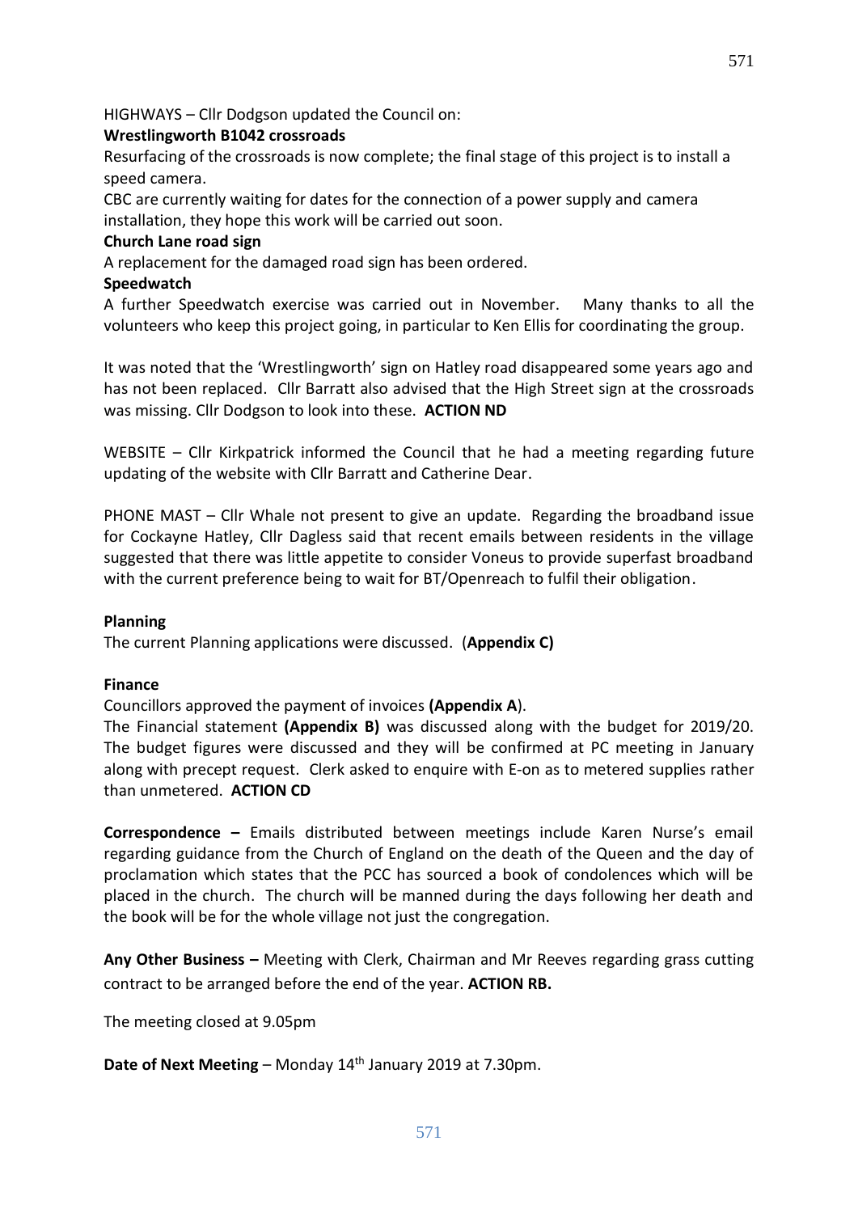HIGHWAYS – Cllr Dodgson updated the Council on:

**Wrestlingworth B1042 crossroads**

Resurfacing of the crossroads is now complete; the final stage of this project is to install a speed camera.

CBC are currently waiting for dates for the connection of a power supply and camera installation, they hope this work will be carried out soon.

**Church Lane road sign**

A replacement for the damaged road sign has been ordered.

**Speedwatch**

A further Speedwatch exercise was carried out in November. Many thanks to all the volunteers who keep this project going, in particular to Ken Ellis for coordinating the group.

It was noted that the 'Wrestlingworth' sign on Hatley road disappeared some years ago and has not been replaced. Cllr Barratt also advised that the High Street sign at the crossroads was missing. Cllr Dodgson to look into these. **ACTION ND**

WEBSITE – Cllr Kirkpatrick informed the Council that he had a meeting regarding future updating of the website with Cllr Barratt and Catherine Dear.

PHONE MAST – Cllr Whale not present to give an update. Regarding the broadband issue for Cockayne Hatley, Cllr Dagless said that recent emails between residents in the village suggested that there was little appetite to consider Voneus to provide superfast broadband with the current preference being to wait for BT/Openreach to fulfil their obligation.

**Planning**

The current Planning applications were discussed. (**Appendix C)**

**Finance**

Councillors approved the payment of invoices **(Appendix A**).

The Financial statement **(Appendix B)** was discussed along with the budget for 2019/20. The budget figures were discussed and they will be confirmed at PC meeting in January along with precept request. Clerk asked to enquire with E-on as to metered supplies rather than unmetered. **ACTION CD**

**Correspondence –** Emails distributed between meetings include Karen Nurse's email regarding guidance from the Church of England on the death of the Queen and the day of proclamation which states that the PCC has sourced a book of condolences which will be placed in the church. The church will be manned during the days following her death and the book will be for the whole village not just the congregation.

**Any Other Business –** Meeting with Clerk, Chairman and Mr Reeves regarding grass cutting contract to be arranged before the end of the year. **ACTION RB.**

The meeting closed at 9.05pm

**Date of Next Meeting** – Monday 14th January 2019 at 7.30pm.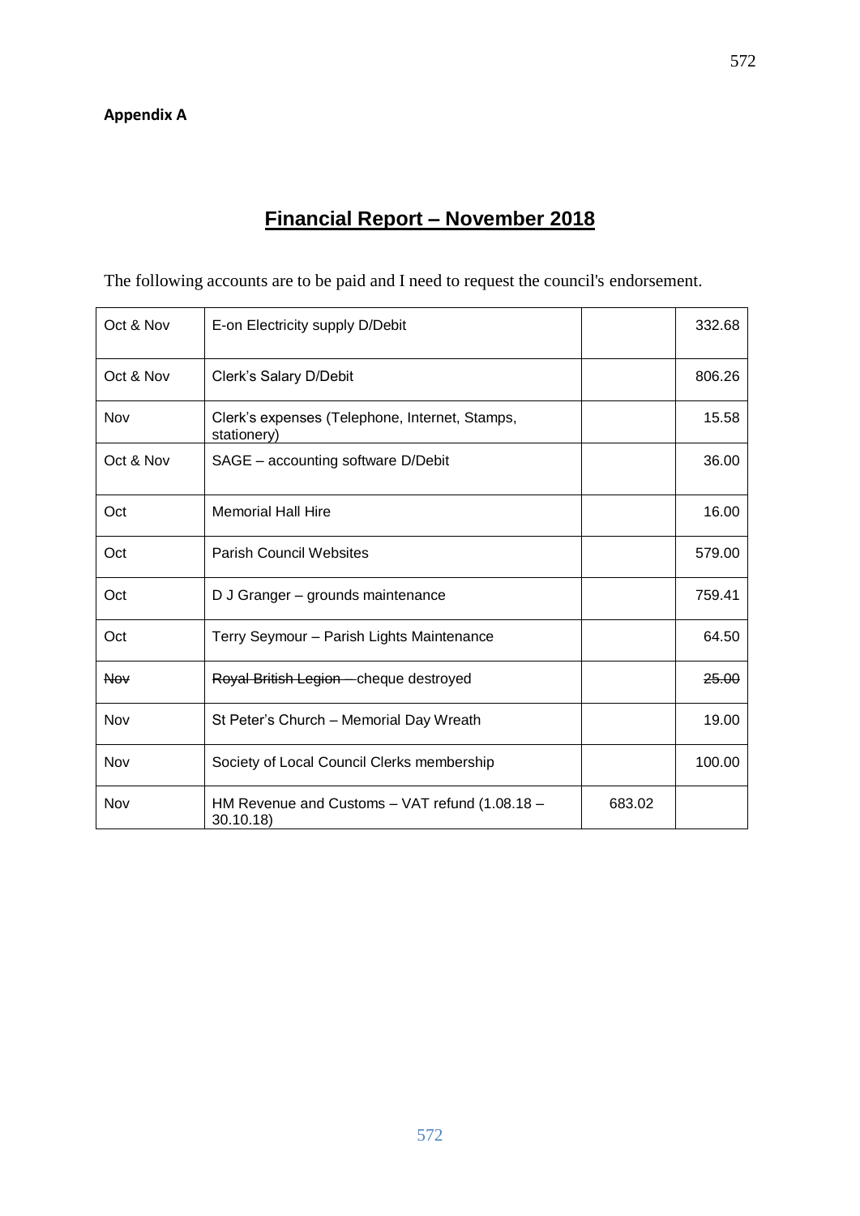**Appendix A**

# Financial Report – November 2018

The following accounts are to be paid and I need to request the council's endorsement.

| | | | |
|---|---|---|---|
| Oct & Nov | E-on Electricity supply D/Debit | | 332.68 |
| Oct & Nov | Clerk's Salary D/Debit | | 806.26 |
| Nov | Clerk's expenses (Telephone, Internet, Stamps, stationery) | | 15.58 |
| Oct & Nov | SAGE – accounting software D/Debit | | 36.00 |
| Oct | Memorial Hall Hire | | 16.00 |
| Oct | Parish Council Websites | | 579.00 |
| Oct | D J Granger – grounds maintenance | | 759.41 |
| Oct | Terry Seymour – Parish Lights Maintenance | | 64.50 |
| ~~Nov~~ | ~~Royal British Legion~~ – cheque destroyed | | ~~25.00~~ |
| Nov | St Peter's Church – Memorial Day Wreath | | 19.00 |
| Nov | Society of Local Council Clerks membership | | 100.00 |
| Nov | HM Revenue and Customs – VAT refund (1.08.18 – 30.10.18) | 683.02 | |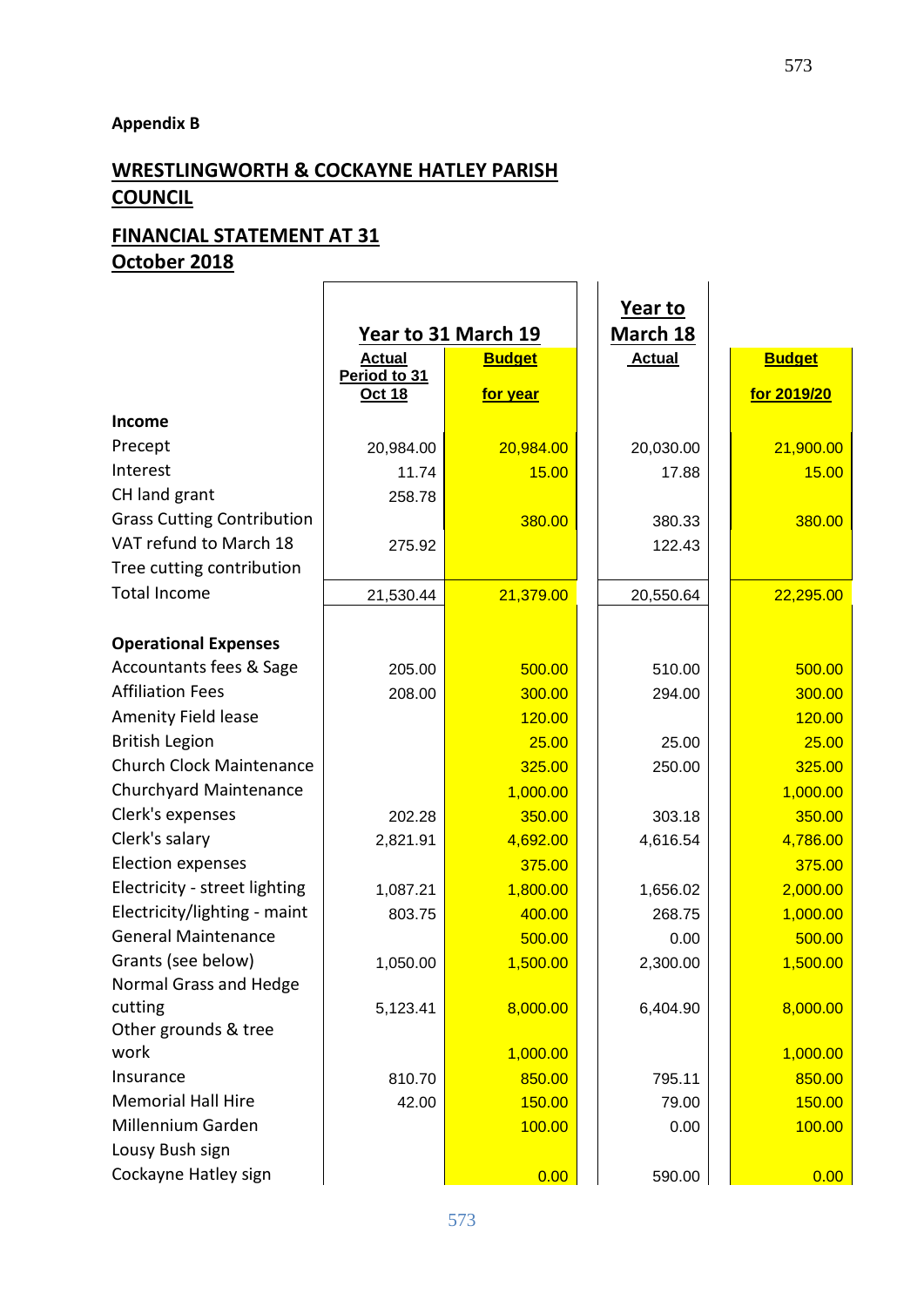**Appendix B**

## WRESTLINGWORTH & COCKAYNE HATLEY PARISH COUNCIL

## FINANCIAL STATEMENT AT 31 October 2018

| | Year to 31 March 19 | | Year to March 18 | |
|---|---|---|---|---|
| | Actual Period to 31 Oct 18 | Budget for year | Actual | Budget for 2019/20 |
| **Income** | | | | |
| Precept | 20,984.00 | 20,984.00 | 20,030.00 | 21,900.00 |
| Interest | 11.74 | 15.00 | 17.88 | 15.00 |
| CH land grant | 258.78 | | | |
| Grass Cutting Contribution | | 380.00 | 380.33 | 380.00 |
| VAT refund to March 18 | 275.92 | | 122.43 | |
| Tree cutting contribution | | | | |
| Total Income | 21,530.44 | 21,379.00 | 20,550.64 | 22,295.00 |
| | | | | |
| **Operational Expenses** | | | | |
| Accountants fees & Sage | 205.00 | 500.00 | 510.00 | 500.00 |
| Affiliation Fees | 208.00 | 300.00 | 294.00 | 300.00 |
| Amenity Field lease | | 120.00 | | 120.00 |
| British Legion | | 25.00 | 25.00 | 25.00 |
| Church Clock Maintenance | | 325.00 | 250.00 | 325.00 |
| Churchyard Maintenance | | 1,000.00 | | 1,000.00 |
| Clerk's expenses | 202.28 | 350.00 | 303.18 | 350.00 |
| Clerk's salary | 2,821.91 | 4,692.00 | 4,616.54 | 4,786.00 |
| Election expenses | | 375.00 | | 375.00 |
| Electricity - street lighting | 1,087.21 | 1,800.00 | 1,656.02 | 2,000.00 |
| Electricity/lighting - maint | 803.75 | 400.00 | 268.75 | 1,000.00 |
| General Maintenance | | 500.00 | 0.00 | 500.00 |
| Grants (see below) | 1,050.00 | 1,500.00 | 2,300.00 | 1,500.00 |
| Normal Grass and Hedge cutting | 5,123.41 | 8,000.00 | 6,404.90 | 8,000.00 |
| Other grounds & tree work | | 1,000.00 | | 1,000.00 |
| Insurance | 810.70 | 850.00 | 795.11 | 850.00 |
| Memorial Hall Hire | 42.00 | 150.00 | 79.00 | 150.00 |
| Millennium Garden | | 100.00 | 0.00 | 100.00 |
| Lousy Bush sign | | | | |
| Cockayne Hatley sign | | 0.00 | 590.00 | 0.00 |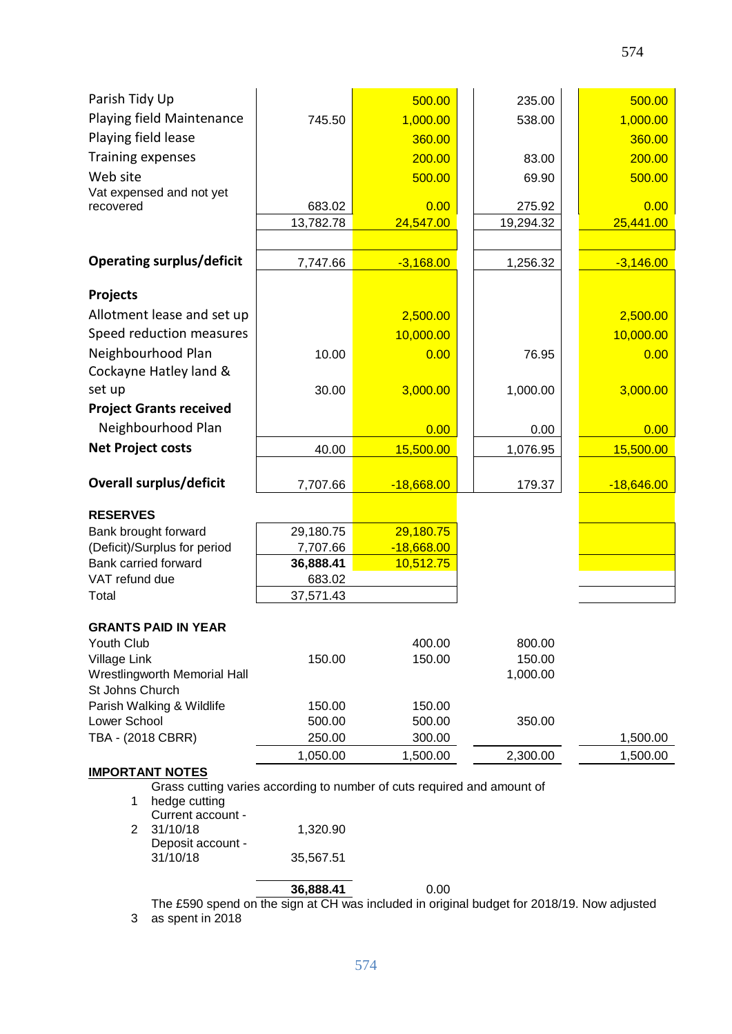| | | | | |
|---|---|---|---|---|
| Parish Tidy Up | | 500.00 | 235.00 | 500.00 |
| Playing field Maintenance | 745.50 | 1,000.00 | 538.00 | 1,000.00 |
| Playing field lease | | 360.00 | | 360.00 |
| Training expenses | | 200.00 | 83.00 | 200.00 |
| Web site | | 500.00 | 69.90 | 500.00 |
| Vat expensed and not yet recovered | 683.02 | 0.00 | 275.92 | 0.00 |
| | 13,782.78 | 24,547.00 | 19,294.32 | 25,441.00 |
| | | | | |
| **Operating surplus/deficit** | 7,747.66 | -3,168.00 | 1,256.32 | -3,146.00 |
| | | | | |
| **Projects** | | | | |
| Allotment lease and set up | | 2,500.00 | | 2,500.00 |
| Speed reduction measures | | 10,000.00 | | 10,000.00 |
| Neighbourhood Plan | 10.00 | 0.00 | 76.95 | 0.00 |
| Cockayne Hatley land & set up | 30.00 | 3,000.00 | 1,000.00 | 3,000.00 |
| **Project Grants received** | | | | |
| Neighbourhood Plan | | 0.00 | 0.00 | 0.00 |
| **Net Project costs** | 40.00 | 15,500.00 | 1,076.95 | 15,500.00 |
| | | | | |
| **Overall surplus/deficit** | 7,707.66 | -18,668.00 | 179.37 | -18,646.00 |
| | | | | |
| **RESERVES** | | | | |
| Bank brought forward | 29,180.75 | 29,180.75 | | |
| (Deficit)/Surplus for period | 7,707.66 | -18,668.00 | | |
| Bank carried forward | **36,888.41** | 10,512.75 | | |
| VAT refund due | 683.02 | | | |
| Total | 37,571.43 | | | |
| | | | | |
| **GRANTS PAID IN YEAR** | | | | |
| Youth Club | | 400.00 | 800.00 | |
| Village Link | 150.00 | 150.00 | 150.00 | |
| Wrestlingworth Memorial Hall | | | 1,000.00 | |
| St Johns Church | | | | |
| Parish Walking & Wildlife | 150.00 | 150.00 | | |
| Lower School | 500.00 | 500.00 | 350.00 | |
| TBA - (2018 CBRR) | 250.00 | 300.00 | | 1,500.00 |
| | 1,050.00 | 1,500.00 | 2,300.00 | 1,500.00 |

**IMPORTANT NOTES**

1. Grass cutting varies according to number of cuts required and amount of hedge cutting
2. Current account - 31/10/18 — 1,320.90

   Deposit account - 31/10/18 — 35,567.51

   **36,888.41** — 0.00
3. The £590 spend on the sign at CH was included in original budget for 2018/19. Now adjusted as spent in 2018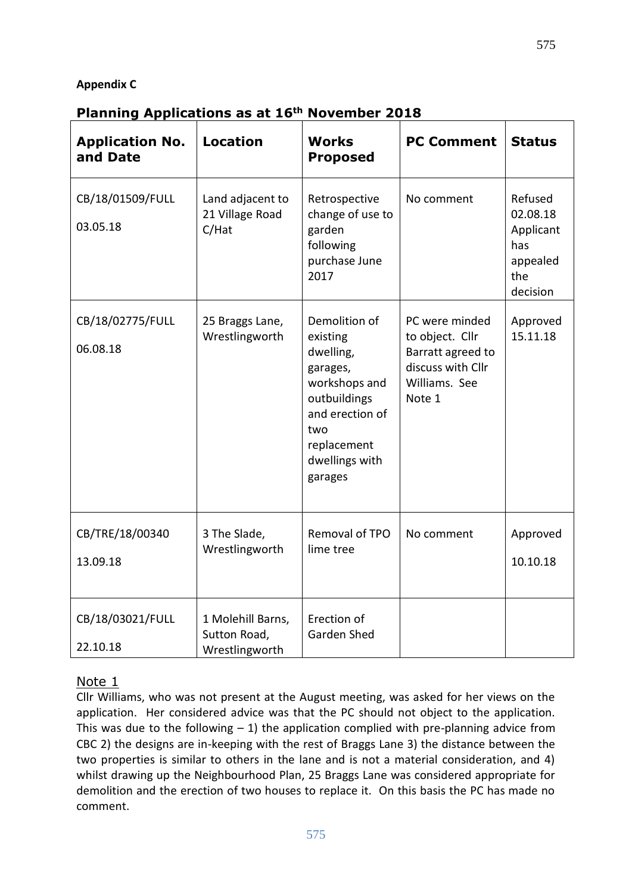**Appendix C**

## Planning Applications as at 16th November 2018

| Application No. and Date | Location | Works Proposed | PC Comment | Status |
|---|---|---|---|---|
| CB/18/01509/FULL<br>03.05.18 | Land adjacent to 21 Village Road C/Hat | Retrospective change of use to garden following purchase June 2017 | No comment | Refused 02.08.18 Applicant has appealed the decision |
| CB/18/02775/FULL<br>06.08.18 | 25 Braggs Lane, Wrestlingworth | Demolition of existing dwelling, garages, workshops and outbuildings and erection of two replacement dwellings with garages | PC were minded to object. Cllr Barratt agreed to discuss with Cllr Williams. See Note 1 | Approved 15.11.18 |
| CB/TRE/18/00340<br>13.09.18 | 3 The Slade, Wrestlingworth | Removal of TPO lime tree | No comment | Approved<br>10.10.18 |
| CB/18/03021/FULL<br>22.10.18 | 1 Molehill Barns, Sutton Road, Wrestlingworth | Erection of Garden Shed | | |

Note 1

Cllr Williams, who was not present at the August meeting, was asked for her views on the application. Her considered advice was that the PC should not object to the application. This was due to the following – 1) the application complied with pre-planning advice from CBC 2) the designs are in-keeping with the rest of Braggs Lane 3) the distance between the two properties is similar to others in the lane and is not a material consideration, and 4) whilst drawing up the Neighbourhood Plan, 25 Braggs Lane was considered appropriate for demolition and the erection of two houses to replace it. On this basis the PC has made no comment.